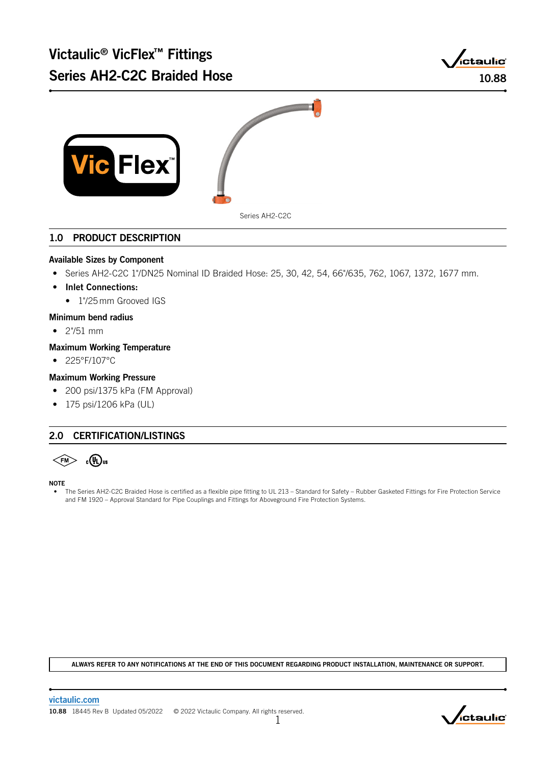# Victaulic® VicFlex™ Fittings
# Series AH2-C2C Braided Hose

10.88

Series AH2-C2C

## 1.0 PRODUCT DESCRIPTION

**Available Sizes by Component**

- Series AH2-C2C 1"/DN25 Nominal ID Braided Hose: 25, 30, 42, 54, 66"/635, 762, 1067, 1372, 1677 mm.
- **Inlet Connections:**
  - 1"/25 mm Grooved IGS

**Minimum bend radius**

- 2"/51 mm

**Maximum Working Temperature**

- 225°F/107°C

**Maximum Working Pressure**

- 200 psi/1375 kPa (FM Approval)
- 175 psi/1206 kPa (UL)

## 2.0 CERTIFICATION/LISTINGS

**NOTE**

- The Series AH2-C2C Braided Hose is certified as a flexible pipe fitting to UL 213 – Standard for Safety – Rubber Gasketed Fittings for Fire Protection Service and FM 1920 – Approval Standard for Pipe Couplings and Fittings for Aboveground Fire Protection Systems.

**ALWAYS REFER TO ANY NOTIFICATIONS AT THE END OF THIS DOCUMENT REGARDING PRODUCT INSTALLATION, MAINTENANCE OR SUPPORT.**

victaulic.com

**10.88** 18445 Rev B Updated 05/2022 © 2022 Victaulic Company. All rights reserved.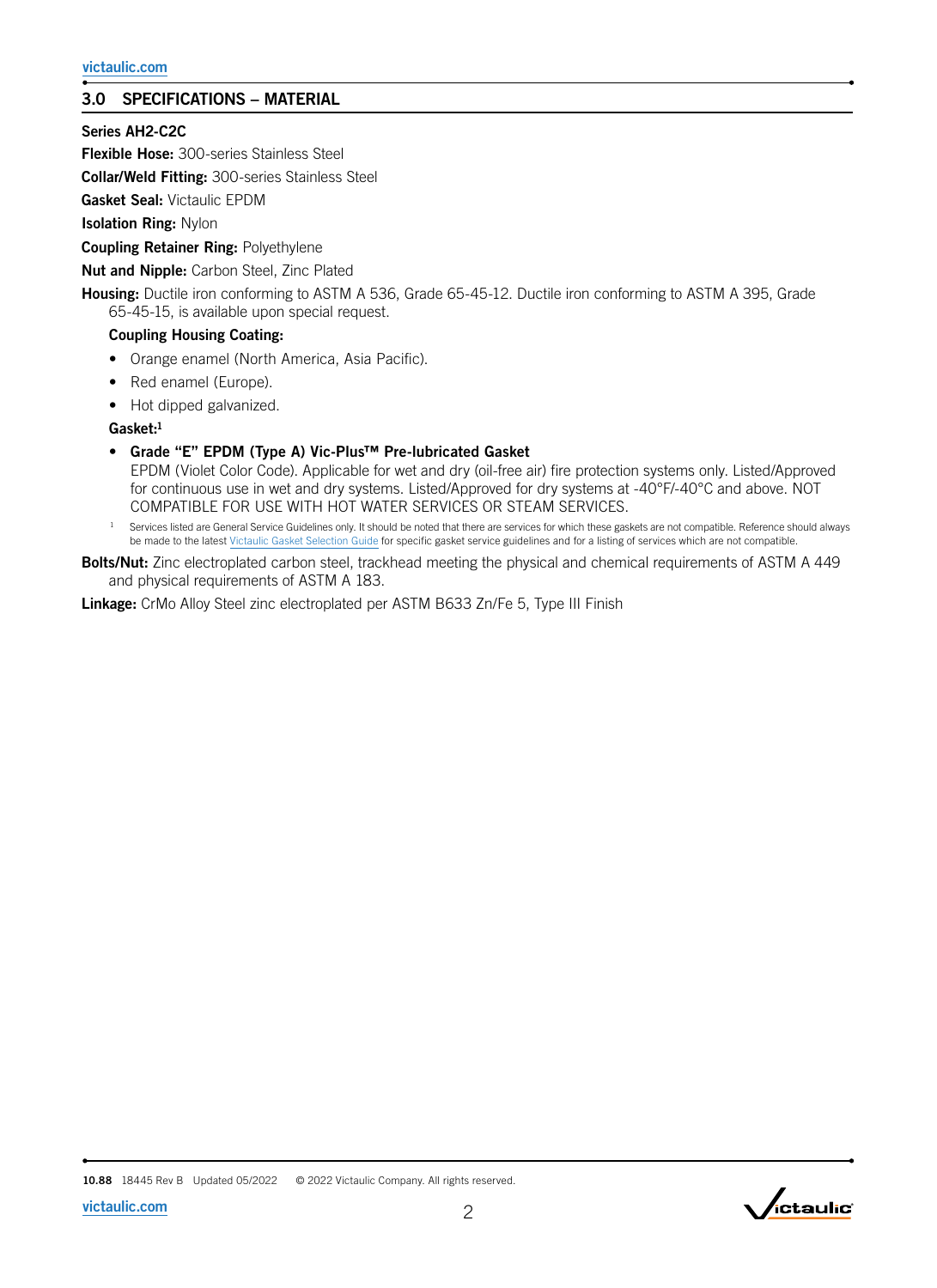## 3.0 SPECIFICATIONS – MATERIAL

**Series AH2-C2C**

**Flexible Hose:** 300-series Stainless Steel

**Collar/Weld Fitting:** 300-series Stainless Steel

**Gasket Seal:** Victaulic EPDM

**Isolation Ring:** Nylon

**Coupling Retainer Ring:** Polyethylene

**Nut and Nipple:** Carbon Steel, Zinc Plated

**Housing:** Ductile iron conforming to ASTM A 536, Grade 65-45-12. Ductile iron conforming to ASTM A 395, Grade 65-45-15, is available upon special request.

**Coupling Housing Coating:**

- Orange enamel (North America, Asia Pacific).
- Red enamel (Europe).
- Hot dipped galvanized.

**Gasket:**[1]

- **Grade "E" EPDM (Type A) Vic-Plus™ Pre-lubricated Gasket**
  EPDM (Violet Color Code). Applicable for wet and dry (oil-free air) fire protection systems only. Listed/Approved for continuous use in wet and dry systems. Listed/Approved for dry systems at -40°F/-40°C and above. NOT COMPATIBLE FOR USE WITH HOT WATER SERVICES OR STEAM SERVICES.

[1] Services listed are General Service Guidelines only. It should be noted that there are services for which these gaskets are not compatible. Reference should always be made to the latest Victaulic Gasket Selection Guide for specific gasket service guidelines and for a listing of services which are not compatible.

**Bolts/Nut:** Zinc electroplated carbon steel, trackhead meeting the physical and chemical requirements of ASTM A 449 and physical requirements of ASTM A 183.

**Linkage:** CrMo Alloy Steel zinc electroplated per ASTM B633 Zn/Fe 5, Type III Finish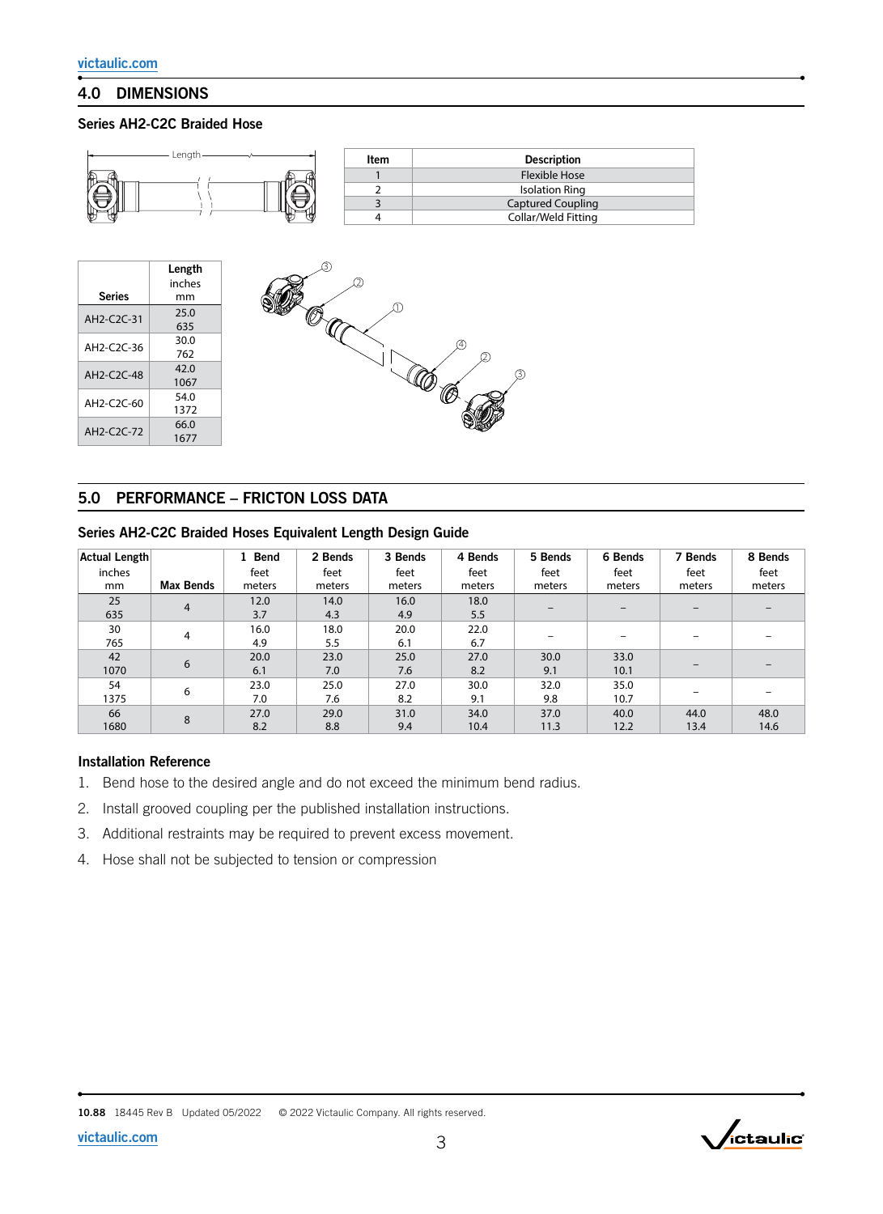## 4.0 DIMENSIONS

### Series AH2-C2C Braided Hose

| Item | Description |
|---|---|
| 1 | Flexible Hose |
| 2 | Isolation Ring |
| 3 | Captured Coupling |
| 4 | Collar/Weld Fitting |

| Series | Length inches mm |
|---|---|
| AH2-C2C-31 | 25.0<br>635 |
| AH2-C2C-36 | 30.0<br>762 |
| AH2-C2C-48 | 42.0<br>1067 |
| AH2-C2C-60 | 54.0<br>1372 |
| AH2-C2C-72 | 66.0<br>1677 |

## 5.0 PERFORMANCE – FRICTON LOSS DATA

### Series AH2-C2C Braided Hoses Equivalent Length Design Guide

| Actual Length inches mm | Max Bends | 1 Bend feet meters | 2 Bends feet meters | 3 Bends feet meters | 4 Bends feet meters | 5 Bends feet meters | 6 Bends feet meters | 7 Bends feet meters | 8 Bends feet meters |
|---|---|---|---|---|---|---|---|---|---|
| 25<br>635 | 4 | 12.0<br>3.7 | 14.0<br>4.3 | 16.0<br>4.9 | 18.0<br>5.5 | – | – | – | – |
| 30<br>765 | 4 | 16.0<br>4.9 | 18.0<br>5.5 | 20.0<br>6.1 | 22.0<br>6.7 | – | – | – | – |
| 42<br>1070 | 6 | 20.0<br>6.1 | 23.0<br>7.0 | 25.0<br>7.6 | 27.0<br>8.2 | 30.0<br>9.1 | 33.0<br>10.1 | – | – |
| 54<br>1375 | 6 | 23.0<br>7.0 | 25.0<br>7.6 | 27.0<br>8.2 | 30.0<br>9.1 | 32.0<br>9.8 | 35.0<br>10.7 | – | – |
| 66<br>1680 | 8 | 27.0<br>8.2 | 29.0<br>8.8 | 31.0<br>9.4 | 34.0<br>10.4 | 37.0<br>11.3 | 40.0<br>12.2 | 44.0<br>13.4 | 48.0<br>14.6 |

### Installation Reference

1. Bend hose to the desired angle and do not exceed the minimum bend radius.
2. Install grooved coupling per the published installation instructions.
3. Additional restraints may be required to prevent excess movement.
4. Hose shall not be subjected to tension or compression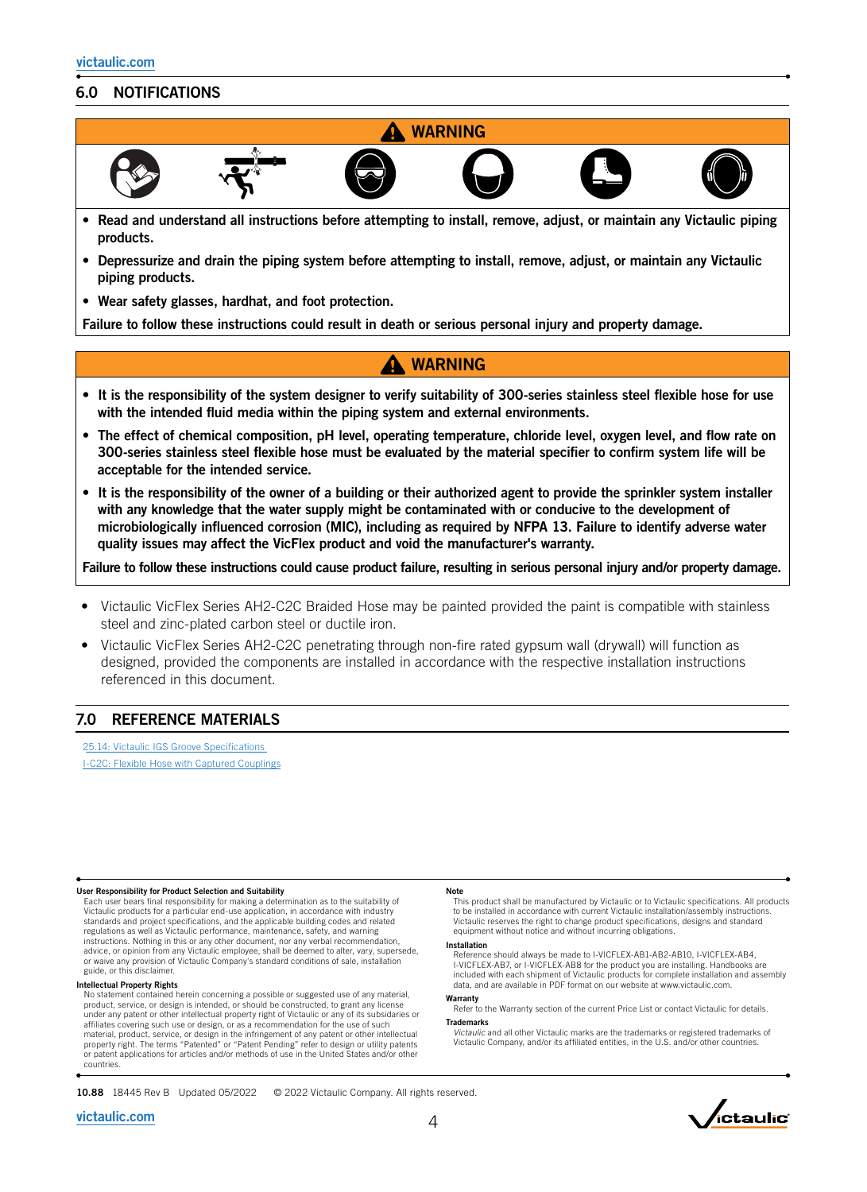## 6.0 NOTIFICATIONS

**⚠ WARNING**

- **Read and understand all instructions before attempting to install, remove, adjust, or maintain any Victaulic piping products.**
- **Depressurize and drain the piping system before attempting to install, remove, adjust, or maintain any Victaulic piping products.**
- **Wear safety glasses, hardhat, and foot protection.**

**Failure to follow these instructions could result in death or serious personal injury and property damage.**

**⚠ WARNING**

- **It is the responsibility of the system designer to verify suitability of 300-series stainless steel flexible hose for use with the intended fluid media within the piping system and external environments.**
- **The effect of chemical composition, pH level, operating temperature, chloride level, oxygen level, and flow rate on 300-series stainless steel flexible hose must be evaluated by the material specifier to confirm system life will be acceptable for the intended service.**
- **It is the responsibility of the owner of a building or their authorized agent to provide the sprinkler system installer with any knowledge that the water supply might be contaminated with or conducive to the development of microbiologically influenced corrosion (MIC), including as required by NFPA 13. Failure to identify adverse water quality issues may affect the VicFlex product and void the manufacturer's warranty.**

**Failure to follow these instructions could cause product failure, resulting in serious personal injury and/or property damage.**

- Victaulic VicFlex Series AH2-C2C Braided Hose may be painted provided the paint is compatible with stainless steel and zinc-plated carbon steel or ductile iron.
- Victaulic VicFlex Series AH2-C2C penetrating through non-fire rated gypsum wall (drywall) will function as designed, provided the components are installed in accordance with the respective installation instructions referenced in this document.

## 7.0 REFERENCE MATERIALS

25.14: Victaulic IGS Groove Specifications

I-C2C: Flexible Hose with Captured Couplings

**User Responsibility for Product Selection and Suitability**

Each user bears final responsibility for making a determination as to the suitability of Victaulic products for a particular end-use application, in accordance with industry standards and project specifications, and the applicable building codes and related regulations as well as Victaulic performance, maintenance, safety, and warning instructions. Nothing in this or any other document, nor any verbal recommendation, advice, or opinion from any Victaulic employee, shall be deemed to alter, vary, supersede, or waive any provision of Victaulic Company's standard conditions of sale, installation guide, or this disclaimer.

**Intellectual Property Rights**

No statement contained herein concerning a possible or suggested use of any material, product, service, or design is intended, or should be constructed, to grant any license under any patent or other intellectual property right of Victaulic or any of its subsidiaries or affiliates covering such use or design, or as a recommendation for the use of such material, product, service, or design in the infringement of any patent or other intellectual property right. The terms "Patented" or "Patent Pending" refer to design or utility patents or patent applications for articles and/or methods of use in the United States and/or other countries.

**Note**

This product shall be manufactured by Victaulic or to Victaulic specifications. All products to be installed in accordance with current Victaulic installation/assembly instructions. Victaulic reserves the right to change product specifications, designs and standard equipment without notice and without incurring obligations.

**Installation**

Reference should always be made to I-VICFLEX-AB1-AB2-AB10, I-VICFLEX-AB4, I-VICFLEX-AB7, or I-VICFLEX-AB8 for the product you are installing. Handbooks are included with each shipment of Victaulic products for complete installation and assembly data, and are available in PDF format on our website at www.victaulic.com.

**Warranty**

Refer to the Warranty section of the current Price List or contact Victaulic for details.

**Trademarks**

*Victaulic* and all other Victaulic marks are the trademarks or registered trademarks of Victaulic Company, and/or its affiliated entities, in the U.S. and/or other countries.

**10.88** 18445 Rev B Updated 05/2022 © 2022 Victaulic Company. All rights reserved.